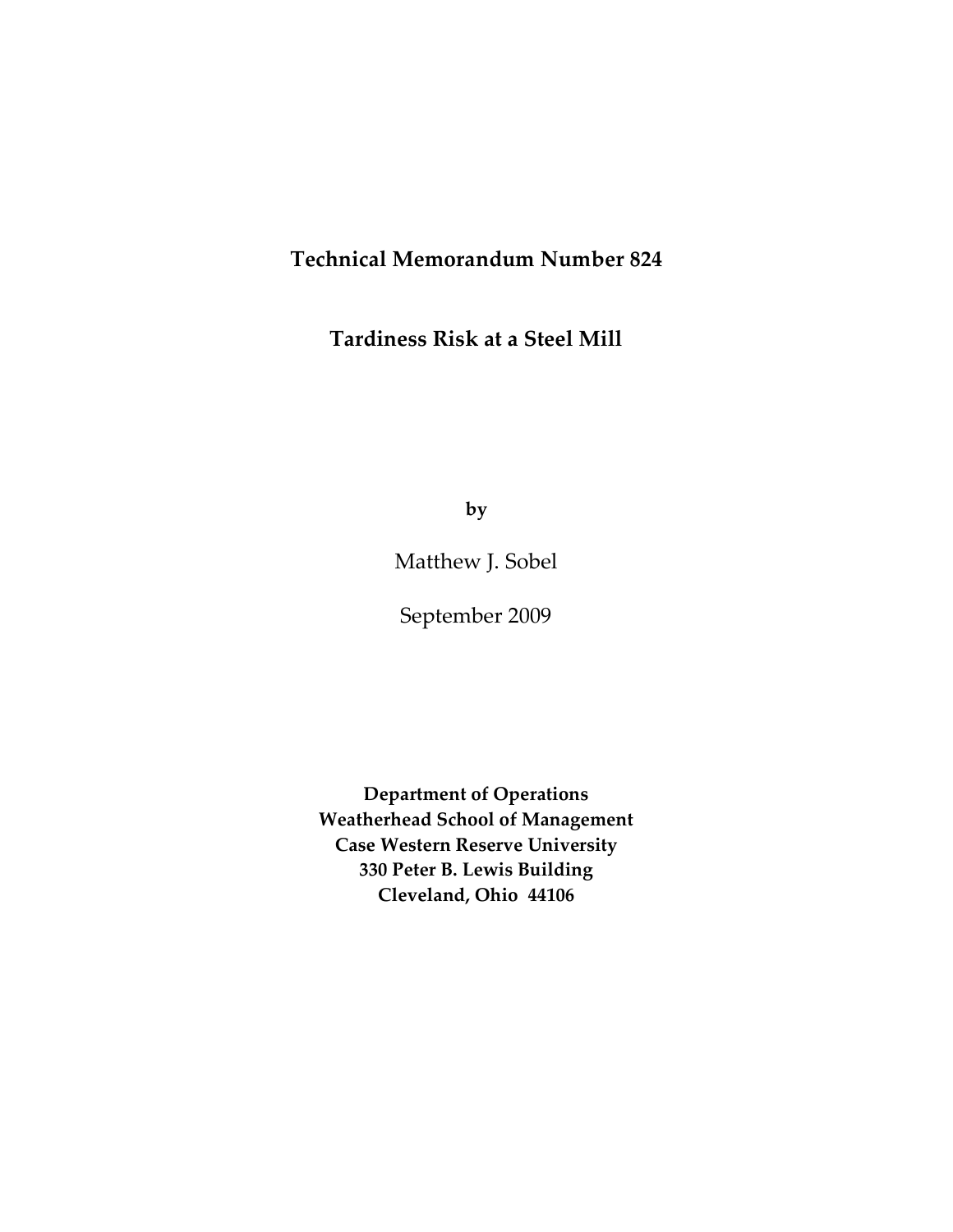**Technical Memorandum Number 824**

# Tardiness Risk at a Steel Mill

**by**

Matthew J. Sobel

September 2009

**Department of Operations**
**Weatherhead School of Management**
**Case Western Reserve University**
**330 Peter B. Lewis Building**
**Cleveland, Ohio 44106**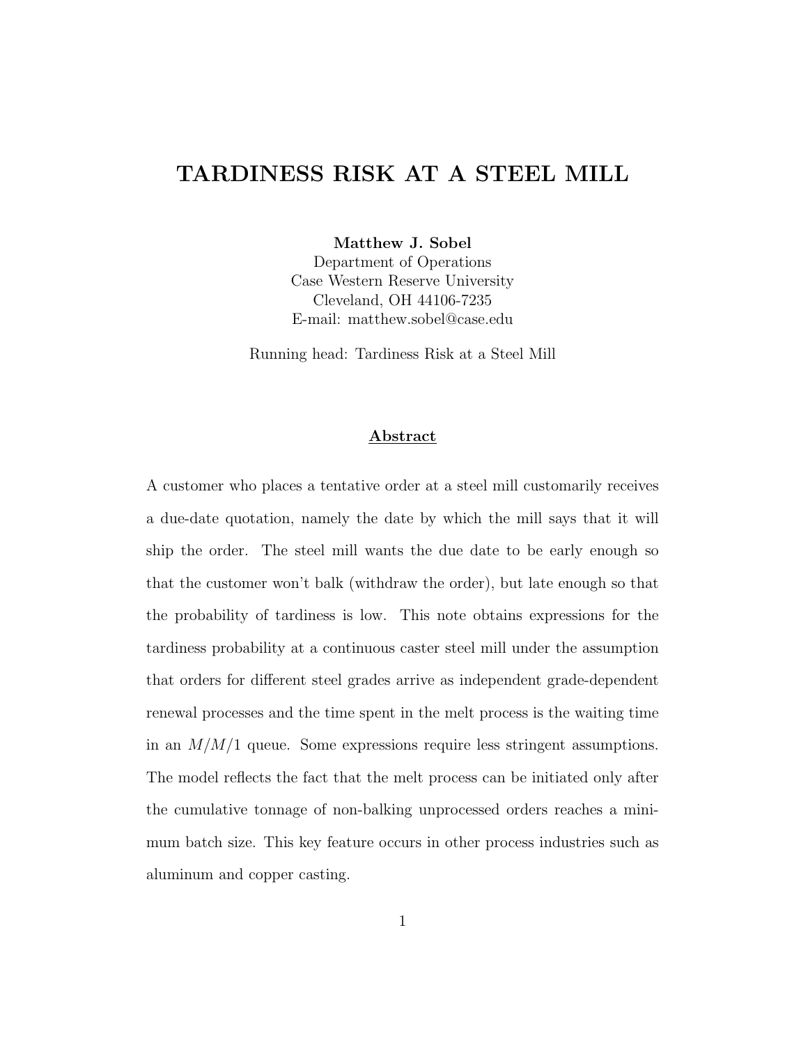# TARDINESS RISK AT A STEEL MILL

**Matthew J. Sobel**
Department of Operations
Case Western Reserve University
Cleveland, OH 44106-7235
E-mail: matthew.sobel@case.edu

Running head: Tardiness Risk at a Steel Mill

## Abstract

A customer who places a tentative order at a steel mill customarily receives a due-date quotation, namely the date by which the mill says that it will ship the order. The steel mill wants the due date to be early enough so that the customer won't balk (withdraw the order), but late enough so that the probability of tardiness is low. This note obtains expressions for the tardiness probability at a continuous caster steel mill under the assumption that orders for different steel grades arrive as independent grade-dependent renewal processes and the time spent in the melt process is the waiting time in an $M/M/1$ queue. Some expressions require less stringent assumptions. The model reflects the fact that the melt process can be initiated only after the cumulative tonnage of non-balking unprocessed orders reaches a minimum batch size. This key feature occurs in other process industries such as aluminum and copper casting.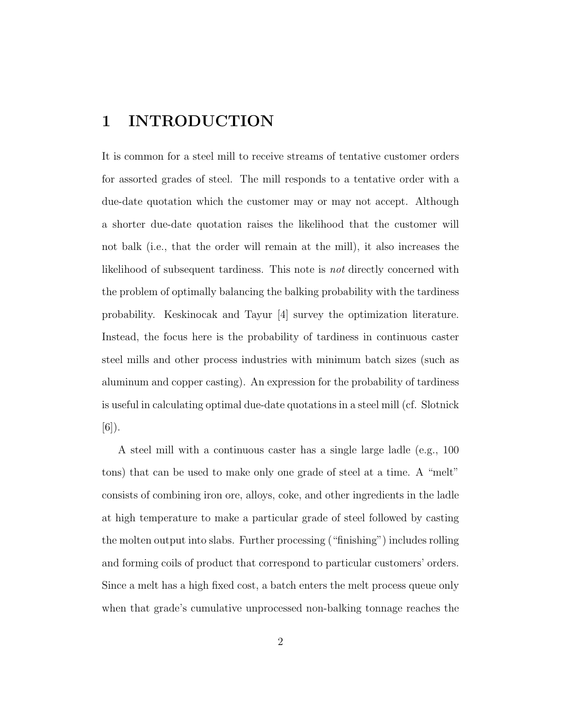# 1 INTRODUCTION

It is common for a steel mill to receive streams of tentative customer orders for assorted grades of steel. The mill responds to a tentative order with a due-date quotation which the customer may or may not accept. Although a shorter due-date quotation raises the likelihood that the customer will not balk (i.e., that the order will remain at the mill), it also increases the likelihood of subsequent tardiness. This note is *not* directly concerned with the problem of optimally balancing the balking probability with the tardiness probability. Keskinocak and Tayur [4] survey the optimization literature. Instead, the focus here is the probability of tardiness in continuous caster steel mills and other process industries with minimum batch sizes (such as aluminum and copper casting). An expression for the probability of tardiness is useful in calculating optimal due-date quotations in a steel mill (cf. Slotnick [6]).

A steel mill with a continuous caster has a single large ladle (e.g., 100 tons) that can be used to make only one grade of steel at a time. A "melt" consists of combining iron ore, alloys, coke, and other ingredients in the ladle at high temperature to make a particular grade of steel followed by casting the molten output into slabs. Further processing ("finishing") includes rolling and forming coils of product that correspond to particular customers' orders. Since a melt has a high fixed cost, a batch enters the melt process queue only when that grade's cumulative unprocessed non-balking tonnage reaches the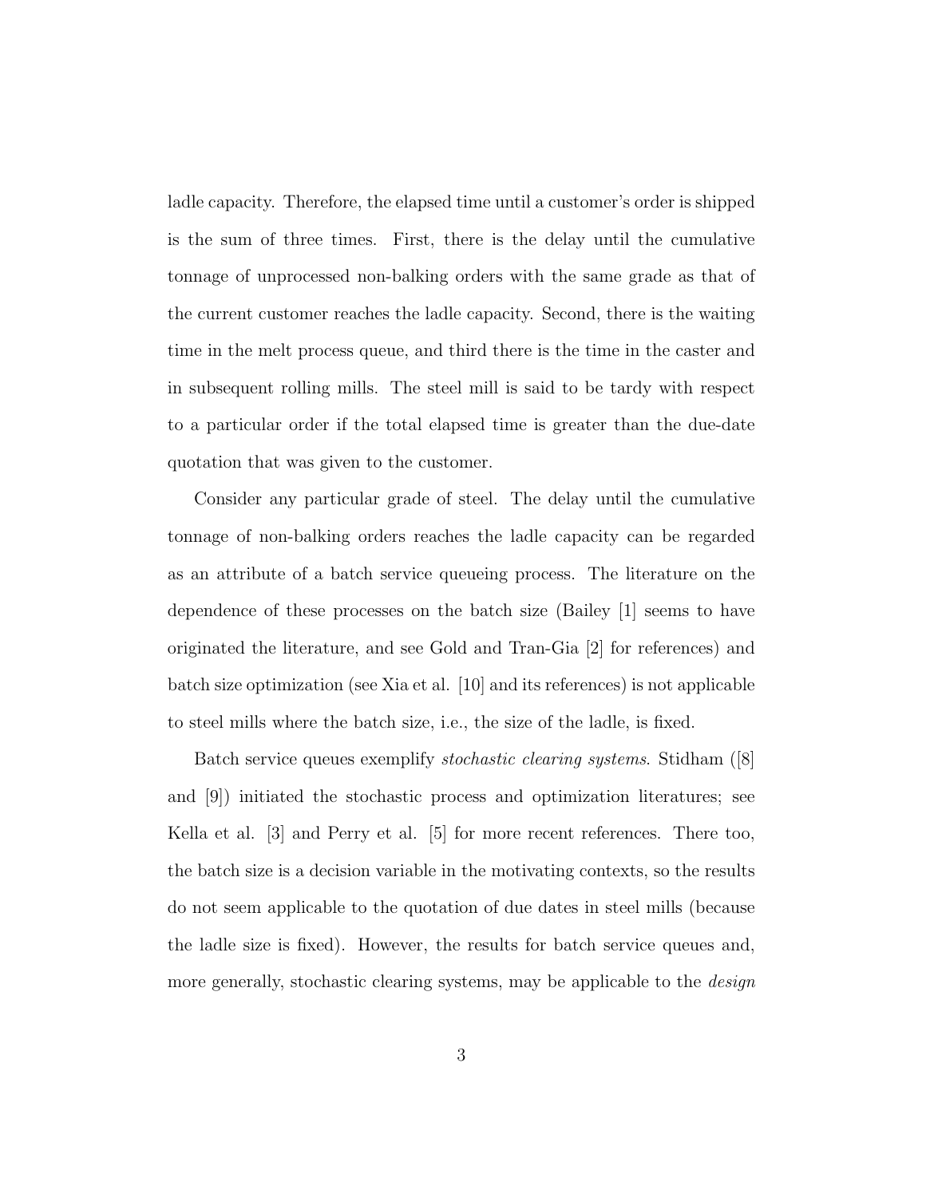ladle capacity. Therefore, the elapsed time until a customer's order is shipped is the sum of three times. First, there is the delay until the cumulative tonnage of unprocessed non-balking orders with the same grade as that of the current customer reaches the ladle capacity. Second, there is the waiting time in the melt process queue, and third there is the time in the caster and in subsequent rolling mills. The steel mill is said to be tardy with respect to a particular order if the total elapsed time is greater than the due-date quotation that was given to the customer.

Consider any particular grade of steel. The delay until the cumulative tonnage of non-balking orders reaches the ladle capacity can be regarded as an attribute of a batch service queueing process. The literature on the dependence of these processes on the batch size (Bailey [1] seems to have originated the literature, and see Gold and Tran-Gia [2] for references) and batch size optimization (see Xia et al. [10] and its references) is not applicable to steel mills where the batch size, i.e., the size of the ladle, is fixed.

Batch service queues exemplify *stochastic clearing systems*. Stidham ([8] and [9]) initiated the stochastic process and optimization literatures; see Kella et al. [3] and Perry et al. [5] for more recent references. There too, the batch size is a decision variable in the motivating contexts, so the results do not seem applicable to the quotation of due dates in steel mills (because the ladle size is fixed). However, the results for batch service queues and, more generally, stochastic clearing systems, may be applicable to the *design*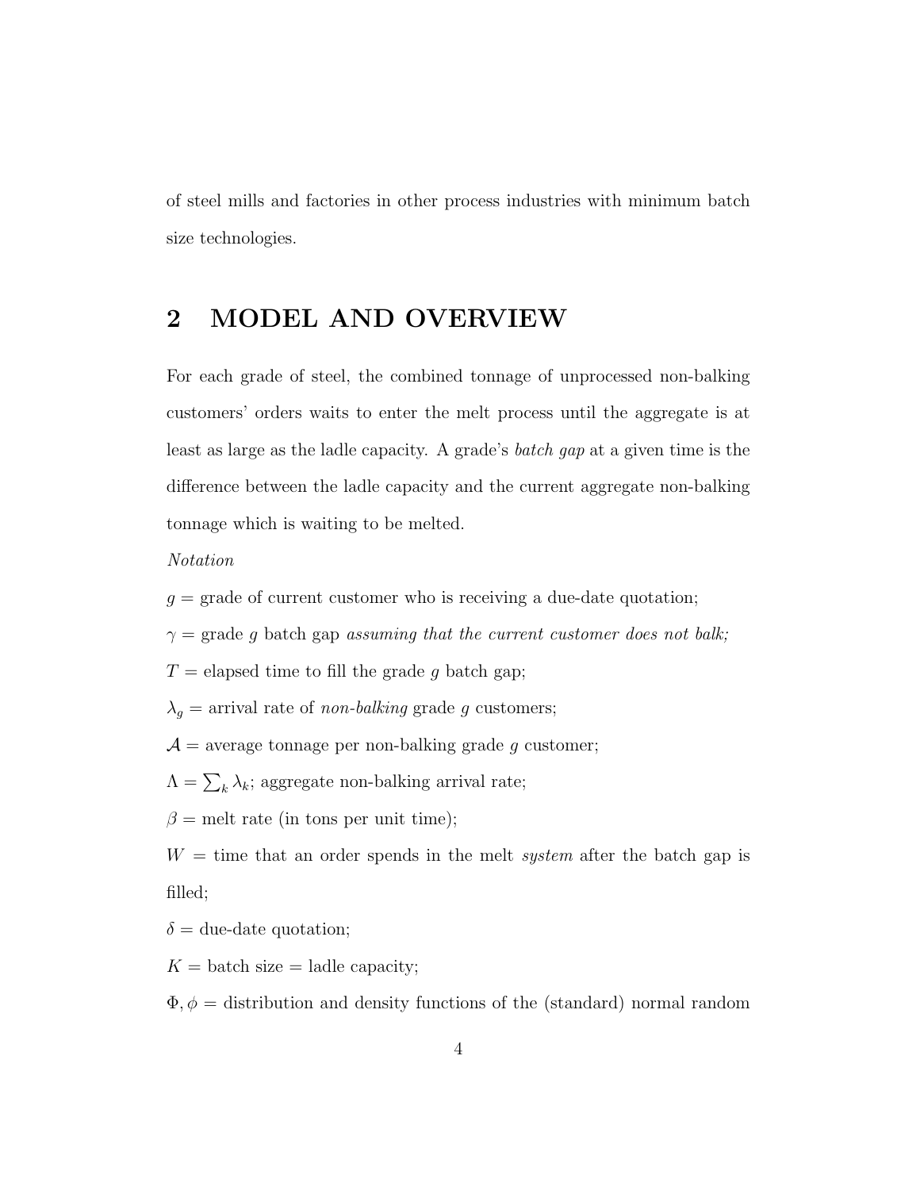of steel mills and factories in other process industries with minimum batch size technologies.

## 2 MODEL AND OVERVIEW

For each grade of steel, the combined tonnage of unprocessed non-balking customers' orders waits to enter the melt process until the aggregate is at least as large as the ladle capacity. A grade's *batch gap* at a given time is the difference between the ladle capacity and the current aggregate non-balking tonnage which is waiting to be melted.

*Notation*

$g$ = grade of current customer who is receiving a due-date quotation;

$\gamma$ = grade $g$ batch gap *assuming that the current customer does not balk;*

$T$ = elapsed time to fill the grade $g$ batch gap;

$\lambda_g$ = arrival rate of *non-balking* grade $g$ customers;

$\mathcal{A}$ = average tonnage per non-balking grade $g$ customer;

$\Lambda = \sum_k \lambda_k$; aggregate non-balking arrival rate;

$\beta$ = melt rate (in tons per unit time);

$W$ = time that an order spends in the melt *system* after the batch gap is filled;

$\delta$ = due-date quotation;

$K$ = batch size = ladle capacity;

$\Phi, \phi$ = distribution and density functions of the (standard) normal random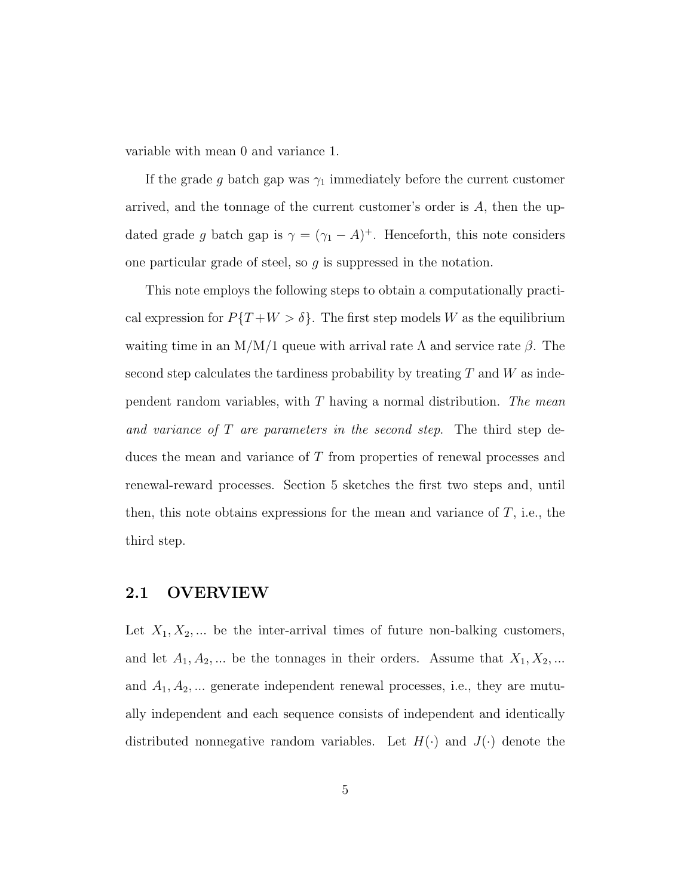variable with mean 0 and variance 1.

If the grade $g$ batch gap was $\gamma_1$ immediately before the current customer arrived, and the tonnage of the current customer's order is $A$, then the updated grade $g$ batch gap is $\gamma = (\gamma_1 - A)^+$. Henceforth, this note considers one particular grade of steel, so $g$ is suppressed in the notation.

This note employs the following steps to obtain a computationally practical expression for $P\{T + W > \delta\}$. The first step models $W$ as the equilibrium waiting time in an M/M/1 queue with arrival rate $\Lambda$ and service rate $\beta$. The second step calculates the tardiness probability by treating $T$ and $W$ as independent random variables, with $T$ having a normal distribution. *The mean and variance of $T$ are parameters in the second step.* The third step deduces the mean and variance of $T$ from properties of renewal processes and renewal-reward processes. Section 5 sketches the first two steps and, until then, this note obtains expressions for the mean and variance of $T$, i.e., the third step.

## 2.1 OVERVIEW

Let $X_1, X_2, \ldots$ be the inter-arrival times of future non-balking customers, and let $A_1, A_2, \ldots$ be the tonnages in their orders. Assume that $X_1, X_2, \ldots$ and $A_1, A_2, \ldots$ generate independent renewal processes, i.e., they are mutually independent and each sequence consists of independent and identically distributed nonnegative random variables. Let $H(\cdot)$ and $J(\cdot)$ denote the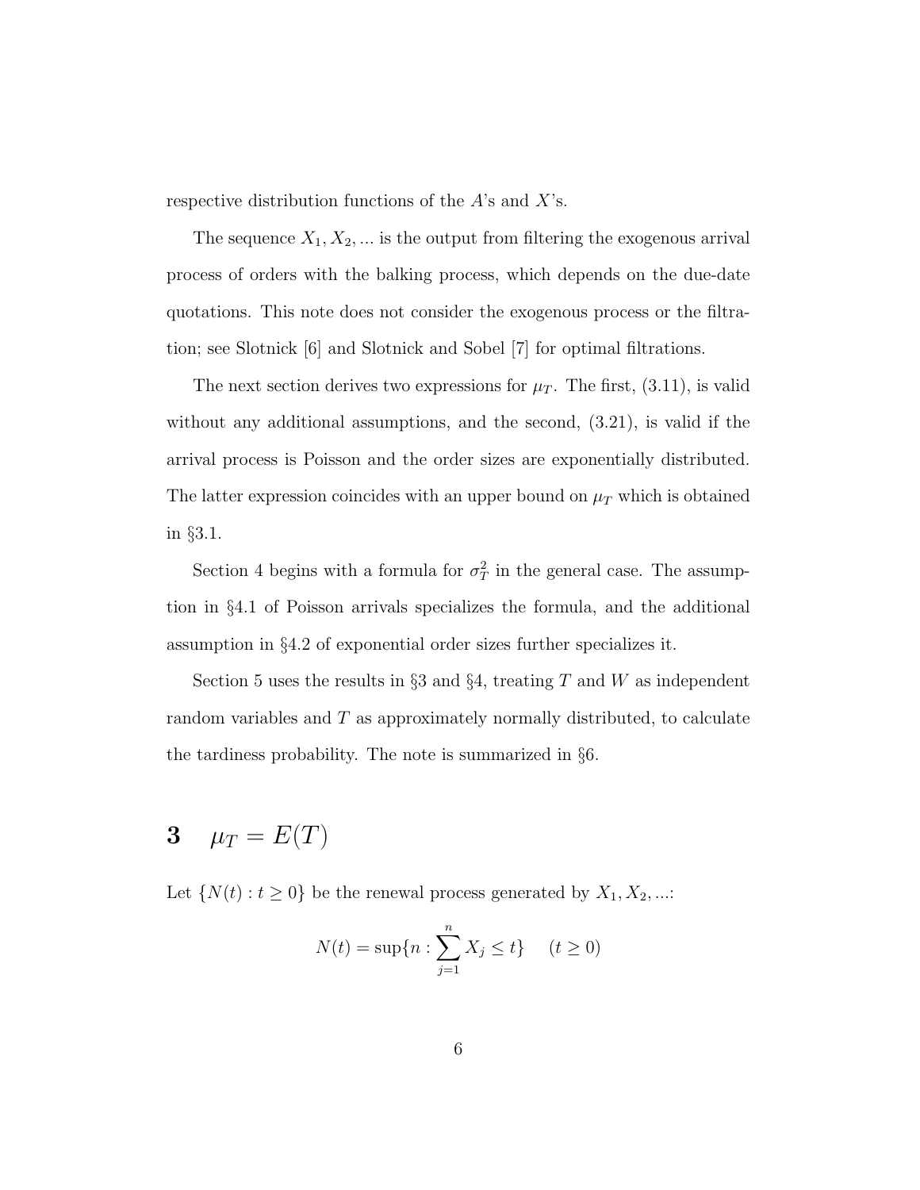respective distribution functions of the $A$'s and $X$'s.

The sequence $X_1, X_2, ...$ is the output from filtering the exogenous arrival process of orders with the balking process, which depends on the due-date quotations. This note does not consider the exogenous process or the filtration; see Slotnick [6] and Slotnick and Sobel [7] for optimal filtrations.

The next section derives two expressions for $\mu_T$. The first, (3.11), is valid without any additional assumptions, and the second, (3.21), is valid if the arrival process is Poisson and the order sizes are exponentially distributed. The latter expression coincides with an upper bound on $\mu_T$ which is obtained in §3.1.

Section 4 begins with a formula for $\sigma_T^2$ in the general case. The assumption in §4.1 of Poisson arrivals specializes the formula, and the additional assumption in §4.2 of exponential order sizes further specializes it.

Section 5 uses the results in §3 and §4, treating $T$ and $W$ as independent random variables and $T$ as approximately normally distributed, to calculate the tardiness probability. The note is summarized in §6.

# 3 $\mu_T = E(T)$

Let $\{N(t) : t \geq 0\}$ be the renewal process generated by $X_1, X_2, ...$:

$$N(t) = \sup\{n : \sum_{j=1}^{n} X_j \leq t\} \quad (t \geq 0)$$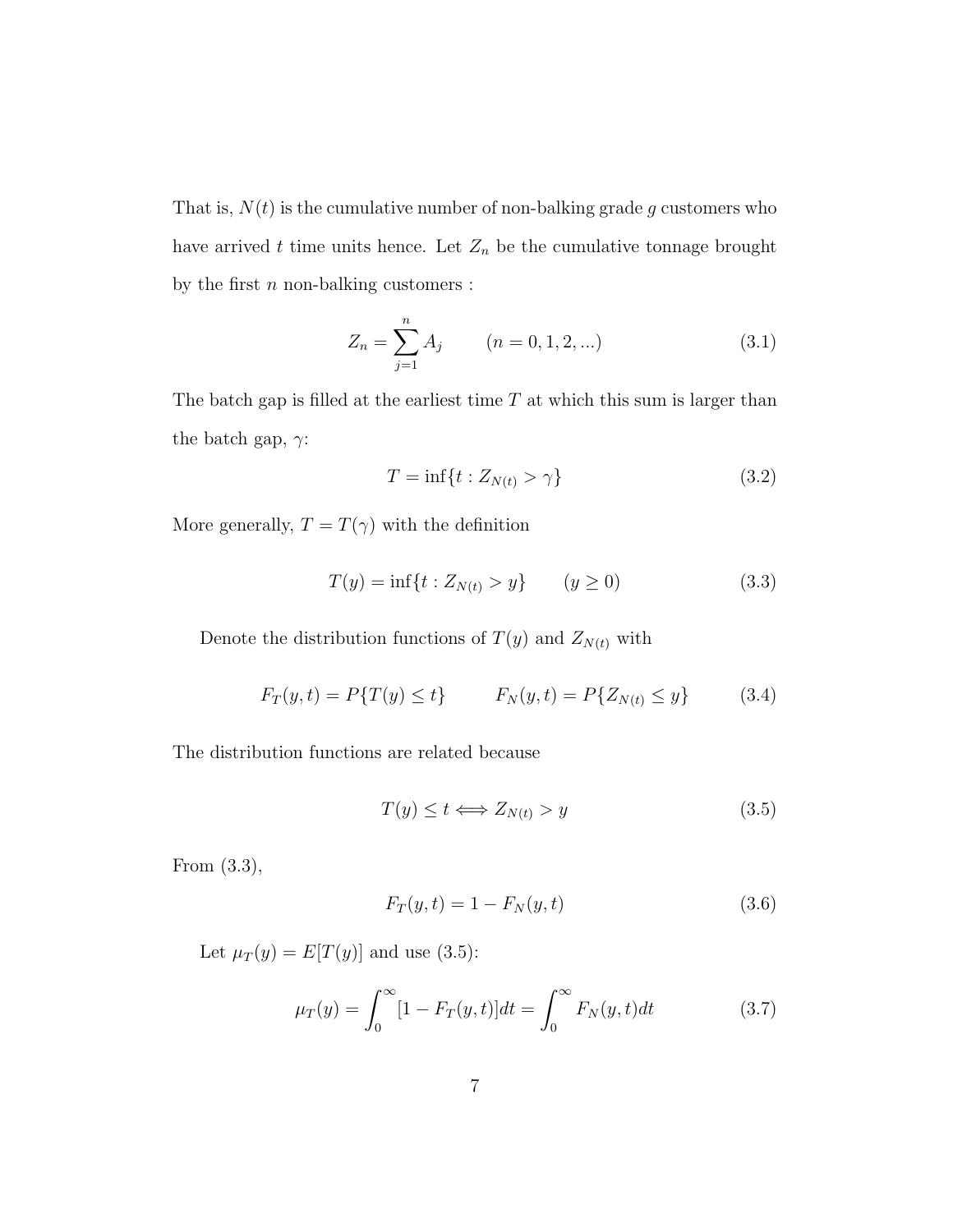That is, $N(t)$ is the cumulative number of non-balking grade $g$ customers who have arrived $t$ time units hence. Let $Z_n$ be the cumulative tonnage brought by the first $n$ non-balking customers :

$$Z_n = \sum_{j=1}^{n} A_j \qquad (n = 0, 1, 2, ...) \tag{3.1}$$

The batch gap is filled at the earliest time $T$ at which this sum is larger than the batch gap, $\gamma$:

$$T = \inf\{t : Z_{N(t)} > \gamma\} \tag{3.2}$$

More generally, $T = T(\gamma)$ with the definition

$$T(y) = \inf\{t : Z_{N(t)} > y\} \qquad (y \geq 0) \tag{3.3}$$

Denote the distribution functions of $T(y)$ and $Z_{N(t)}$ with

$$F_T(y,t) = P\{T(y) \leq t\} \qquad F_N(y,t) = P\{Z_{N(t)} \leq y\} \tag{3.4}$$

The distribution functions are related because

$$T(y) \leq t \Longleftrightarrow Z_{N(t)} > y \tag{3.5}$$

From (3.3),

$$F_T(y,t) = 1 - F_N(y,t) \tag{3.6}$$

Let $\mu_T(y) = E[T(y)]$ and use (3.5):

$$\mu_T(y) = \int_0^\infty [1 - F_T(y,t)]dt = \int_0^\infty F_N(y,t)dt \tag{3.7}$$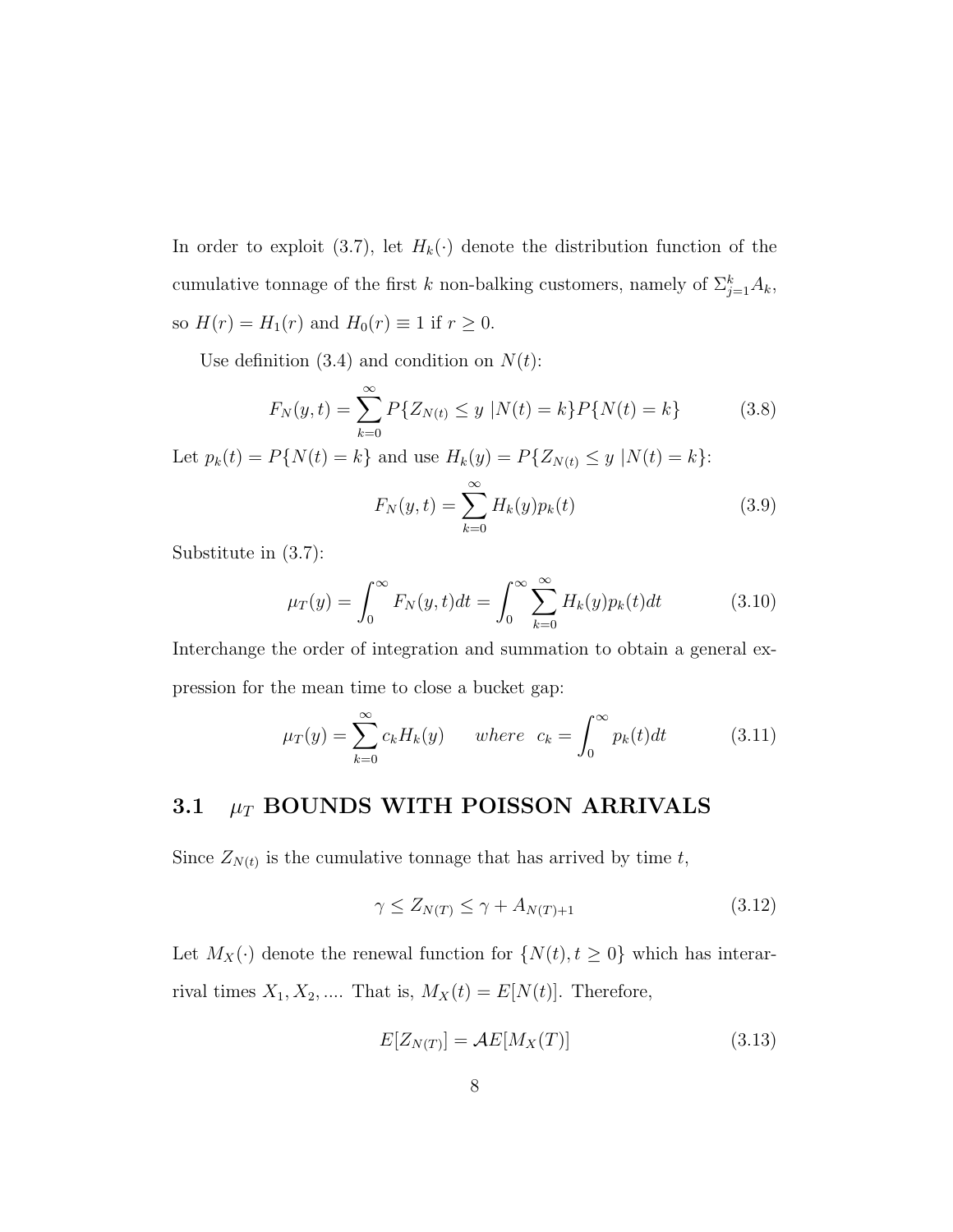In order to exploit (3.7), let $H_k(\cdot)$ denote the distribution function of the cumulative tonnage of the first $k$ non-balking customers, namely of $\Sigma_{j=1}^{k} A_k$, so $H(r) = H_1(r)$ and $H_0(r) \equiv 1$ if $r \geq 0$.

Use definition (3.4) and condition on $N(t)$:

$$F_N(y,t) = \sum_{k=0}^{\infty} P\{Z_{N(t)} \leq y \mid N(t) = k\} P\{N(t) = k\} \tag{3.8}$$

Let $p_k(t) = P\{N(t) = k\}$ and use $H_k(y) = P\{Z_{N(t)} \leq y \mid N(t) = k\}$:

$$F_N(y,t) = \sum_{k=0}^{\infty} H_k(y) p_k(t) \tag{3.9}$$

Substitute in (3.7):

$$\mu_T(y) = \int_0^{\infty} F_N(y,t)dt = \int_0^{\infty} \sum_{k=0}^{\infty} H_k(y) p_k(t) dt \tag{3.10}$$

Interchange the order of integration and summation to obtain a general expression for the mean time to close a bucket gap:

$$\mu_T(y) = \sum_{k=0}^{\infty} c_k H_k(y) \qquad where \;\; c_k = \int_0^{\infty} p_k(t)dt \tag{3.11}$$

## 3.1 $\mu_T$ BOUNDS WITH POISSON ARRIVALS

Since $Z_{N(t)}$ is the cumulative tonnage that has arrived by time $t$,

$$\gamma \leq Z_{N(T)} \leq \gamma + A_{N(T)+1} \tag{3.12}$$

Let $M_X(\cdot)$ denote the renewal function for $\{N(t), t \geq 0\}$ which has interarrival times $X_1, X_2, ....$ That is, $M_X(t) = E[N(t)]$. Therefore,

$$E[Z_{N(T)}] = \mathcal{A}E[M_X(T)] \tag{3.13}$$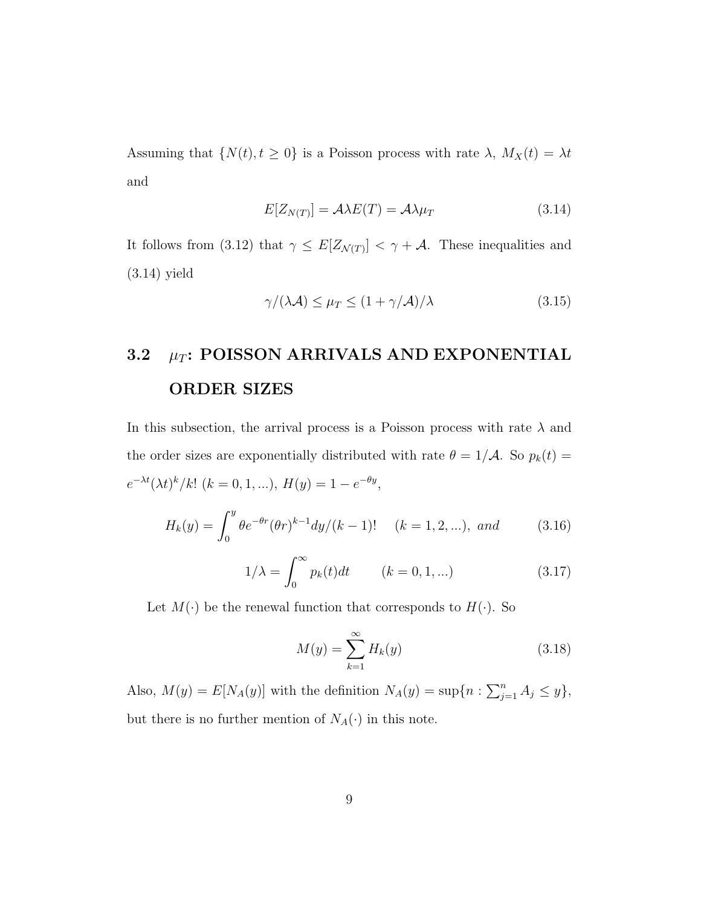Assuming that $\{N(t), t \geq 0\}$ is a Poisson process with rate $\lambda$, $M_X(t) = \lambda t$ and

$$E[Z_{N(T)}] = \mathcal{A}\lambda E(T) = \mathcal{A}\lambda\mu_T \tag{3.14}$$

It follows from (3.12) that $\gamma \leq E[Z_{\mathcal{N}(T)}] < \gamma + \mathcal{A}$. These inequalities and (3.14) yield

$$\gamma/(\lambda\mathcal{A}) \leq \mu_T \leq (1 + \gamma/\mathcal{A})/\lambda \tag{3.15}$$

## 3.2 $\mu_T$: POISSON ARRIVALS AND EXPONENTIAL ORDER SIZES

In this subsection, the arrival process is a Poisson process with rate $\lambda$ and the order sizes are exponentially distributed with rate $\theta = 1/\mathcal{A}$. So $p_k(t) = e^{-\lambda t}(\lambda t)^k/k!$ $(k = 0, 1, ...)$, $H(y) = 1 - e^{-\theta y}$,

$$H_k(y) = \int_0^y \theta e^{-\theta r}(\theta r)^{k-1} dy/(k-1)! \quad (k = 1, 2, ...), \ \textit{and} \tag{3.16}$$

$$1/\lambda = \int_0^\infty p_k(t) dt \qquad (k = 0, 1, ...) \tag{3.17}$$

Let $M(\cdot)$ be the renewal function that corresponds to $H(\cdot)$. So

$$M(y) = \sum_{k=1}^{\infty} H_k(y) \tag{3.18}$$

Also, $M(y) = E[N_A(y)]$ with the definition $N_A(y) = \sup\{n : \sum_{j=1}^{n} A_j \leq y\}$, but there is no further mention of $N_A(\cdot)$ in this note.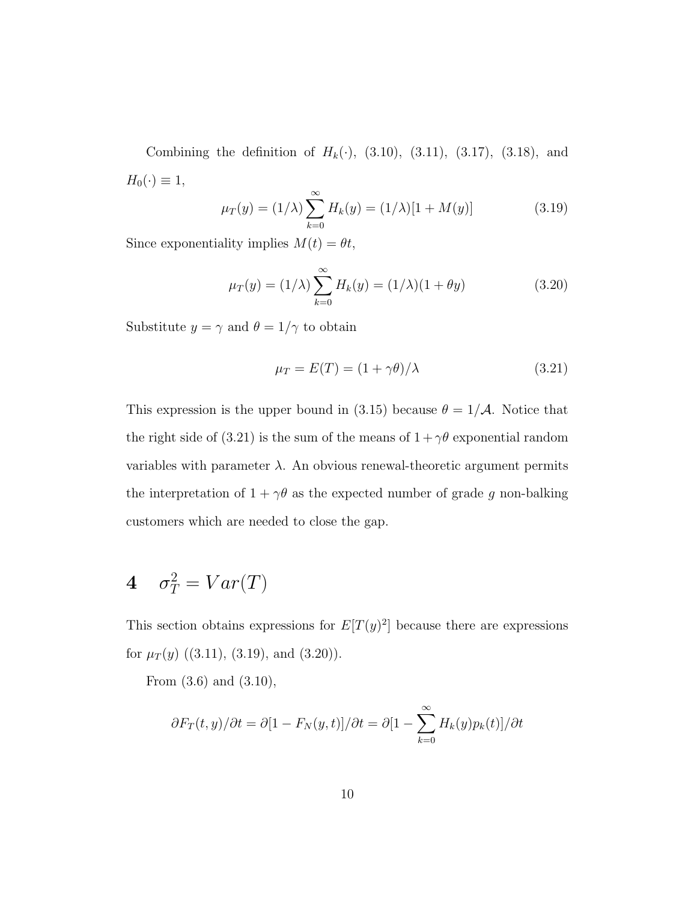Combining the definition of $H_k(\cdot)$, (3.10), (3.11), (3.17), (3.18), and $H_0(\cdot) \equiv 1$,

$$\mu_T(y) = (1/\lambda) \sum_{k=0}^{\infty} H_k(y) = (1/\lambda)[1 + M(y)] \tag{3.19}$$

Since exponentiality implies $M(t) = \theta t$,

$$\mu_T(y) = (1/\lambda) \sum_{k=0}^{\infty} H_k(y) = (1/\lambda)(1 + \theta y) \tag{3.20}$$

Substitute $y = \gamma$ and $\theta = 1/\gamma$ to obtain

$$\mu_T = E(T) = (1 + \gamma\theta)/\lambda \tag{3.21}$$

This expression is the upper bound in (3.15) because $\theta = 1/\mathcal{A}$. Notice that the right side of (3.21) is the sum of the means of $1 + \gamma\theta$ exponential random variables with parameter $\lambda$. An obvious renewal-theoretic argument permits the interpretation of $1 + \gamma\theta$ as the expected number of grade $g$ non-balking customers which are needed to close the gap.

# 4 $\sigma_T^2 = Var(T)$

This section obtains expressions for $E[T(y)^2]$ because there are expressions for $\mu_T(y)$ ((3.11), (3.19), and (3.20)).

From (3.6) and (3.10),

$$\partial F_T(t, y)/\partial t = \partial[1 - F_N(y, t)]/\partial t = \partial[1 - \sum_{k=0}^{\infty} H_k(y) p_k(t)]/\partial t$$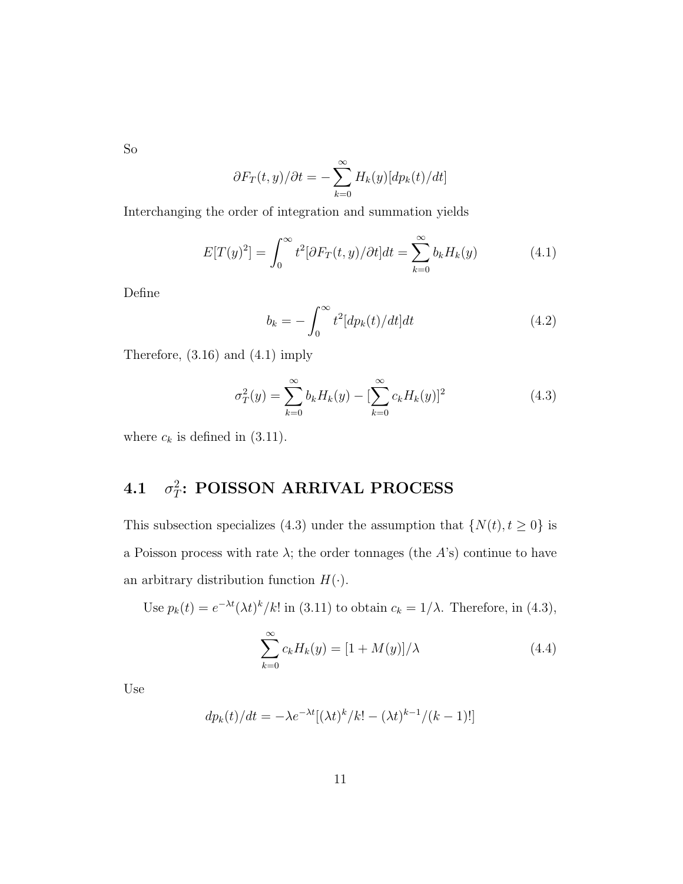So

$$\partial F_T(t, y)/\partial t = -\sum_{k=0}^{\infty} H_k(y)[dp_k(t)/dt]$$

Interchanging the order of integration and summation yields

$$E[T(y)^2] = \int_0^{\infty} t^2[\partial F_T(t, y)/\partial t]dt = \sum_{k=0}^{\infty} b_k H_k(y) \tag{4.1}$$

Define

$$b_k = -\int_0^{\infty} t^2[dp_k(t)/dt]dt \tag{4.2}$$

Therefore, (3.16) and (4.1) imply

$$\sigma_T^2(y) = \sum_{k=0}^{\infty} b_k H_k(y) - [\sum_{k=0}^{\infty} c_k H_k(y)]^2 \tag{4.3}$$

where $c_k$ is defined in (3.11).

## 4.1 $\sigma_T^2$: POISSON ARRIVAL PROCESS

This subsection specializes (4.3) under the assumption that $\{N(t), t \geq 0\}$ is a Poisson process with rate $\lambda$; the order tonnages (the $A$'s) continue to have an arbitrary distribution function $H(\cdot)$.

Use $p_k(t) = e^{-\lambda t}(\lambda t)^k/k!$ in (3.11) to obtain $c_k = 1/\lambda$. Therefore, in (4.3),

$$\sum_{k=0}^{\infty} c_k H_k(y) = [1 + M(y)]/\lambda \tag{4.4}$$

Use

$$dp_k(t)/dt = -\lambda e^{-\lambda t}[(\lambda t)^k/k! - (\lambda t)^{k-1}/(k-1)!]$$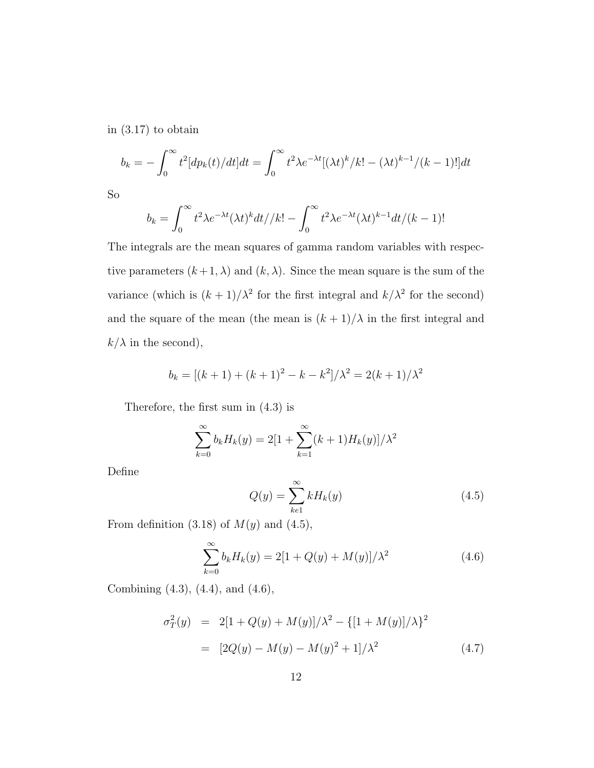in (3.17) to obtain

$$b_k = -\int_0^\infty t^2[dp_k(t)/dt]dt = \int_0^\infty t^2\lambda e^{-\lambda t}[(\lambda t)^k/k! - (\lambda t)^{k-1}/(k-1)!]dt$$

So

$$b_k = \int_0^\infty t^2\lambda e^{-\lambda t}(\lambda t)^k dt//k! - \int_0^\infty t^2\lambda e^{-\lambda t}(\lambda t)^{k-1}dt/(k-1)!$$

The integrals are the mean squares of gamma random variables with respective parameters $(k+1, \lambda)$ and $(k, \lambda)$. Since the mean square is the sum of the variance (which is $(k+1)/\lambda^2$ for the first integral and $k/\lambda^2$ for the second) and the square of the mean (the mean is $(k+1)/\lambda$ in the first integral and $k/\lambda$ in the second),

$$b_k = [(k+1) + (k+1)^2 - k - k^2]/\lambda^2 = 2(k+1)/\lambda^2$$

Therefore, the first sum in (4.3) is

$$\sum_{k=0}^{\infty} b_k H_k(y) = 2[1 + \sum_{k=1}^{\infty}(k+1)H_k(y)]/\lambda^2$$

Define

$$Q(y) = \sum_{ke1}^{\infty} kH_k(y) \tag{4.5}$$

From definition (3.18) of $M(y)$ and (4.5),

$$\sum_{k=0}^{\infty} b_k H_k(y) = 2[1 + Q(y) + M(y)]/\lambda^2 \tag{4.6}$$

Combining (4.3), (4.4), and (4.6),

$$\begin{aligned}
\sigma_T^2(y) &= 2[1 + Q(y) + M(y)]/\lambda^2 - \{[1 + M(y)]/\lambda\}^2 \\
&= [2Q(y) - M(y) - M(y)^2 + 1]/\lambda^2 \qquad (4.7)
\end{aligned}$$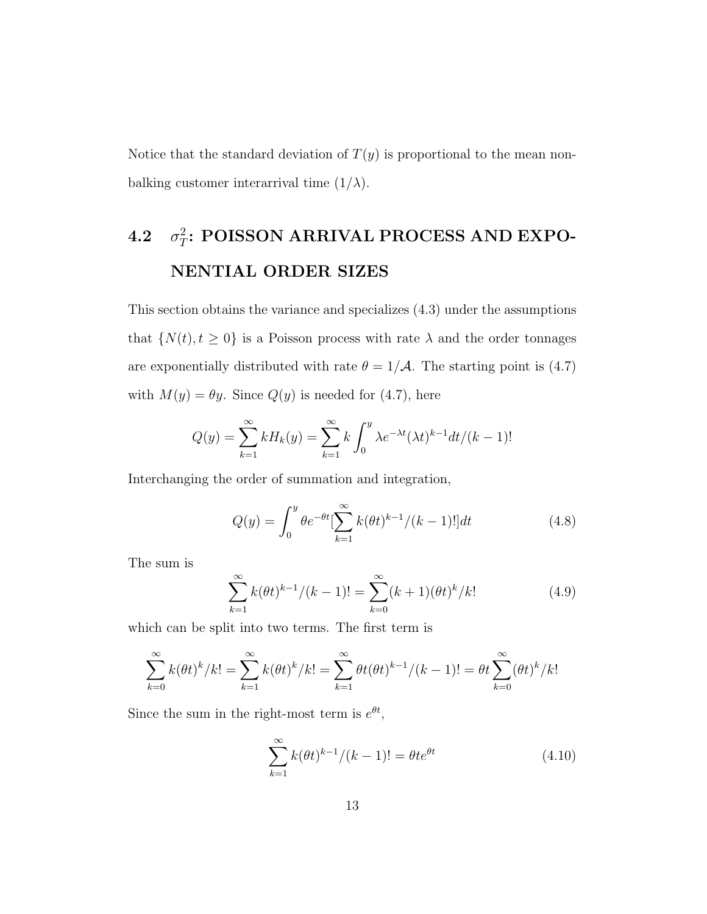Notice that the standard deviation of $T(y)$ is proportional to the mean non-balking customer interarrival time $(1/\lambda)$.

## 4.2 $\sigma_T^2$: POISSON ARRIVAL PROCESS AND EXPONENTIAL ORDER SIZES

This section obtains the variance and specializes (4.3) under the assumptions that $\{N(t), t \geq 0\}$ is a Poisson process with rate $\lambda$ and the order tonnages are exponentially distributed with rate $\theta = 1/\mathcal{A}$. The starting point is (4.7) with $M(y) = \theta y$. Since $Q(y)$ is needed for (4.7), here

$$Q(y) = \sum_{k=1}^{\infty} kH_k(y) = \sum_{k=1}^{\infty} k \int_0^y \lambda e^{-\lambda t} (\lambda t)^{k-1} dt/(k-1)!$$

Interchanging the order of summation and integration,

$$Q(y) = \int_0^y \theta e^{-\theta t} [\sum_{k=1}^{\infty} k(\theta t)^{k-1}/(k-1)!] dt \tag{4.8}$$

The sum is

$$\sum_{k=1}^{\infty} k(\theta t)^{k-1}/(k-1)! = \sum_{k=0}^{\infty} (k+1)(\theta t)^k/k! \tag{4.9}$$

which can be split into two terms. The first term is

$$\sum_{k=0}^{\infty} k(\theta t)^k/k! = \sum_{k=1}^{\infty} k(\theta t)^k/k! = \sum_{k=1}^{\infty} \theta t(\theta t)^{k-1}/(k-1)! = \theta t \sum_{k=0}^{\infty} (\theta t)^k/k!$$

Since the sum in the right-most term is $e^{\theta t}$,

$$\sum_{k=1}^{\infty} k(\theta t)^{k-1}/(k-1)! = \theta t e^{\theta t} \tag{4.10}$$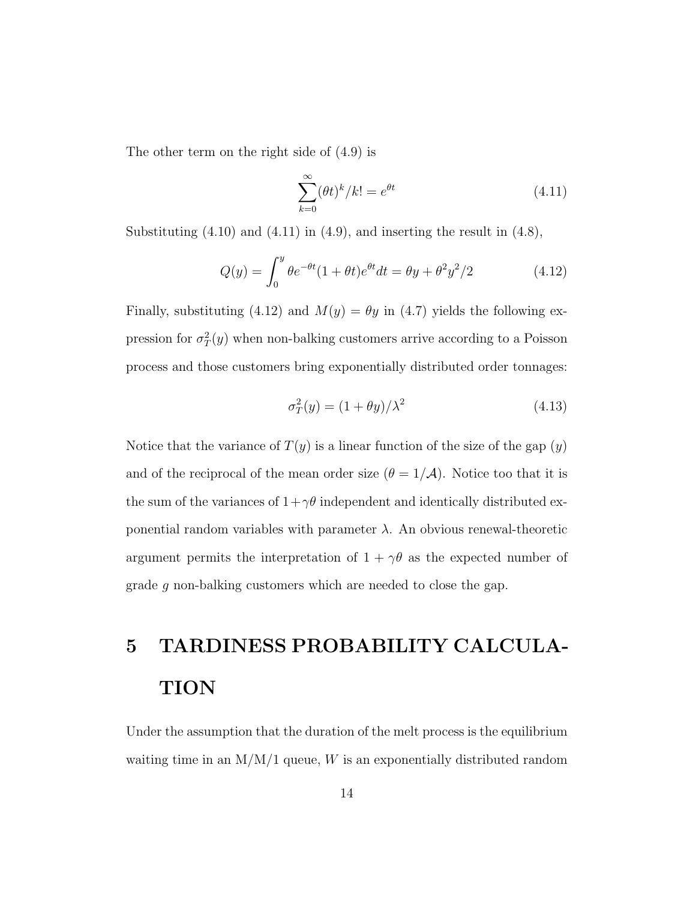The other term on the right side of (4.9) is

$$\sum_{k=0}^{\infty}(\theta t)^k/k! = e^{\theta t} \tag{4.11}$$

Substituting (4.10) and (4.11) in (4.9), and inserting the result in (4.8),

$$Q(y) = \int_0^y \theta e^{-\theta t}(1+\theta t)e^{\theta t}dt = \theta y + \theta^2 y^2/2 \tag{4.12}$$

Finally, substituting (4.12) and $M(y) = \theta y$ in (4.7) yields the following expression for $\sigma_T^2(y)$ when non-balking customers arrive according to a Poisson process and those customers bring exponentially distributed order tonnages:

$$\sigma_T^2(y) = (1+\theta y)/\lambda^2 \tag{4.13}$$

Notice that the variance of $T(y)$ is a linear function of the size of the gap ($y$) and of the reciprocal of the mean order size ($\theta = 1/\mathcal{A}$). Notice too that it is the sum of the variances of $1+\gamma\theta$ independent and identically distributed exponential random variables with parameter $\lambda$. An obvious renewal-theoretic argument permits the interpretation of $1+\gamma\theta$ as the expected number of grade $g$ non-balking customers which are needed to close the gap.

# 5 TARDINESS PROBABILITY CALCULATION

Under the assumption that the duration of the melt process is the equilibrium waiting time in an M/M/1 queue, $W$ is an exponentially distributed random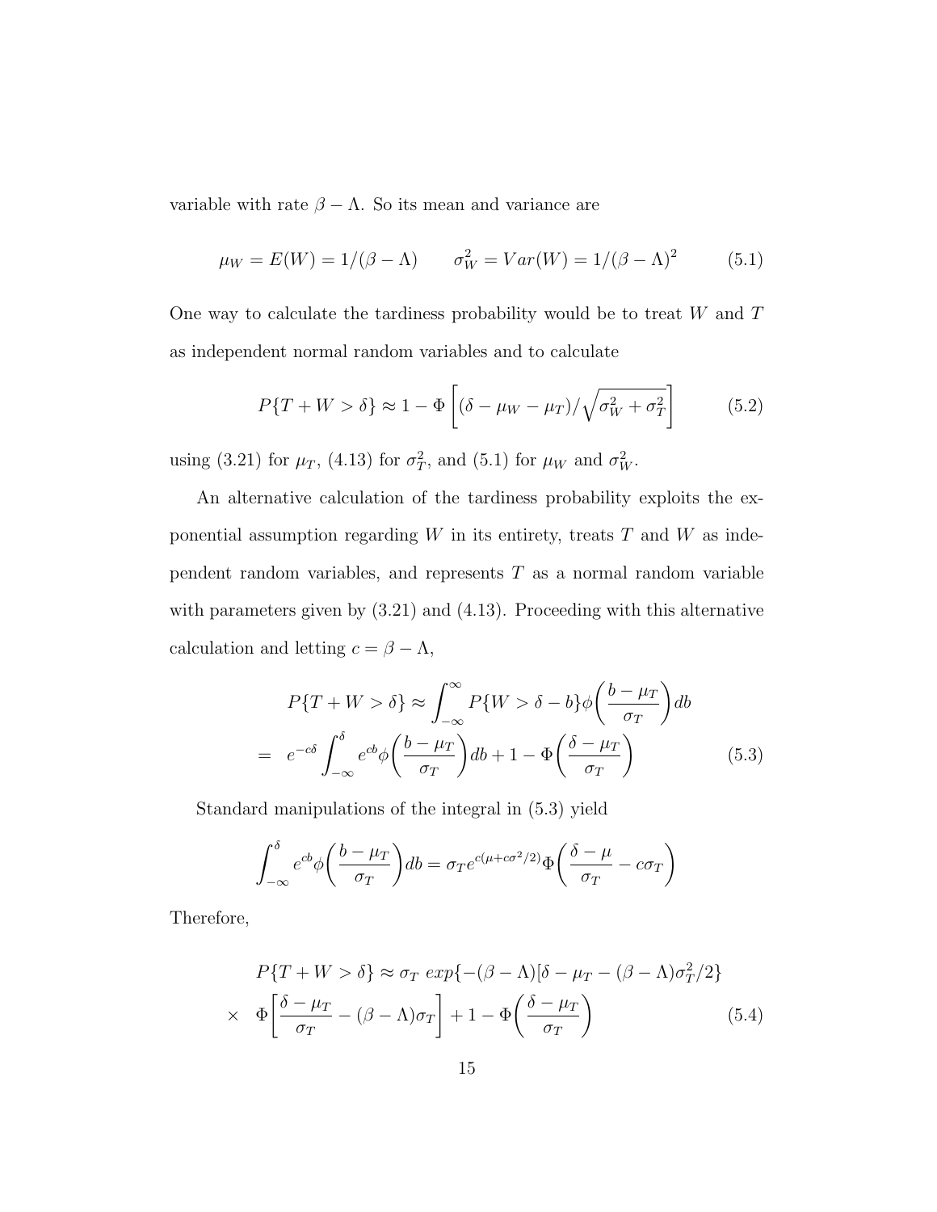variable with rate $\beta - \Lambda$. So its mean and variance are

$$\mu_W = E(W) = 1/(\beta - \Lambda) \qquad \sigma_W^2 = Var(W) = 1/(\beta - \Lambda)^2 \tag{5.1}$$

One way to calculate the tardiness probability would be to treat $W$ and $T$ as independent normal random variables and to calculate

$$P\{T + W > \delta\} \approx 1 - \Phi\left[(\delta - \mu_W - \mu_T)/\sqrt{\sigma_W^2 + \sigma_T^2}\right] \tag{5.2}$$

using (3.21) for $\mu_T$, (4.13) for $\sigma_T^2$, and (5.1) for $\mu_W$ and $\sigma_W^2$.

An alternative calculation of the tardiness probability exploits the exponential assumption regarding $W$ in its entirety, treats $T$ and $W$ as independent random variables, and represents $T$ as a normal random variable with parameters given by (3.21) and (4.13). Proceeding with this alternative calculation and letting $c = \beta - \Lambda$,

$$\begin{aligned} P\{T + W > \delta\} &\approx \int_{-\infty}^{\infty} P\{W > \delta - b\}\phi\left(\frac{b - \mu_T}{\sigma_T}\right)db \\ = \;\; e^{-c\delta}\int_{-\infty}^{\delta} & e^{cb}\phi\left(\frac{b - \mu_T}{\sigma_T}\right)db + 1 - \Phi\left(\frac{\delta - \mu_T}{\sigma_T}\right) \end{aligned} \tag{5.3}$$

Standard manipulations of the integral in (5.3) yield

$$\int_{-\infty}^{\delta} e^{cb}\phi\left(\frac{b - \mu_T}{\sigma_T}\right)db = \sigma_T e^{c(\mu + c\sigma^2/2)}\Phi\left(\frac{\delta - \mu}{\sigma_T} - c\sigma_T\right)$$

Therefore,

$$\begin{aligned} P\{T + W > \delta\} &\approx \sigma_T \; exp\{-(\beta - \Lambda)[\delta - \mu_T - (\beta - \Lambda)\sigma_T^2/2\} \\ \times \;\; \Phi & \left[\frac{\delta - \mu_T}{\sigma_T} - (\beta - \Lambda)\sigma_T\right] + 1 - \Phi\left(\frac{\delta - \mu_T}{\sigma_T}\right) \end{aligned} \tag{5.4}$$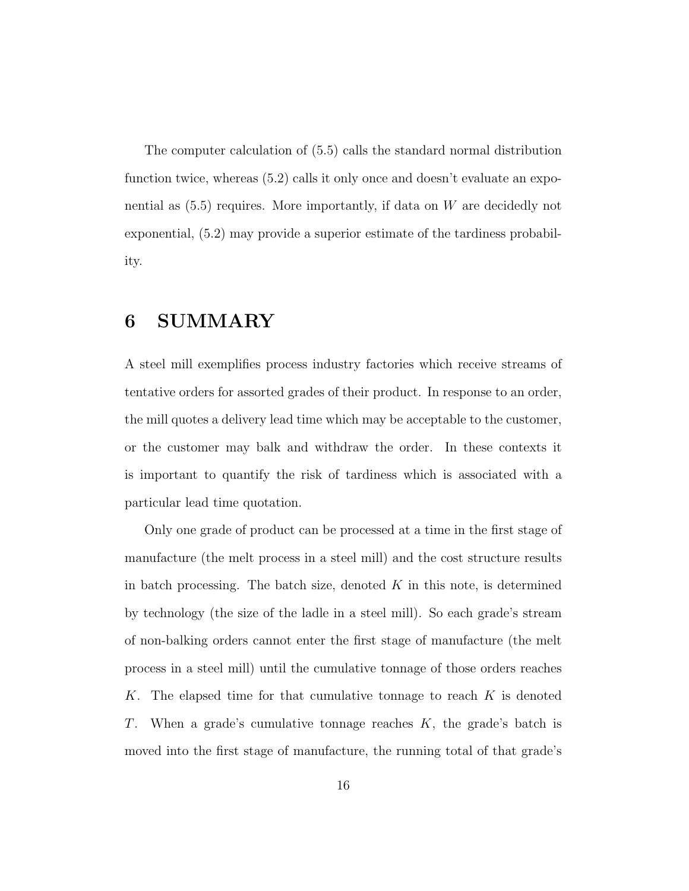The computer calculation of (5.5) calls the standard normal distribution function twice, whereas (5.2) calls it only once and doesn't evaluate an exponential as (5.5) requires. More importantly, if data on $W$ are decidedly not exponential, (5.2) may provide a superior estimate of the tardiness probability.

# 6 SUMMARY

A steel mill exemplifies process industry factories which receive streams of tentative orders for assorted grades of their product. In response to an order, the mill quotes a delivery lead time which may be acceptable to the customer, or the customer may balk and withdraw the order. In these contexts it is important to quantify the risk of tardiness which is associated with a particular lead time quotation.

Only one grade of product can be processed at a time in the first stage of manufacture (the melt process in a steel mill) and the cost structure results in batch processing. The batch size, denoted $K$ in this note, is determined by technology (the size of the ladle in a steel mill). So each grade's stream of non-balking orders cannot enter the first stage of manufacture (the melt process in a steel mill) until the cumulative tonnage of those orders reaches $K$. The elapsed time for that cumulative tonnage to reach $K$ is denoted $T$. When a grade's cumulative tonnage reaches $K$, the grade's batch is moved into the first stage of manufacture, the running total of that grade's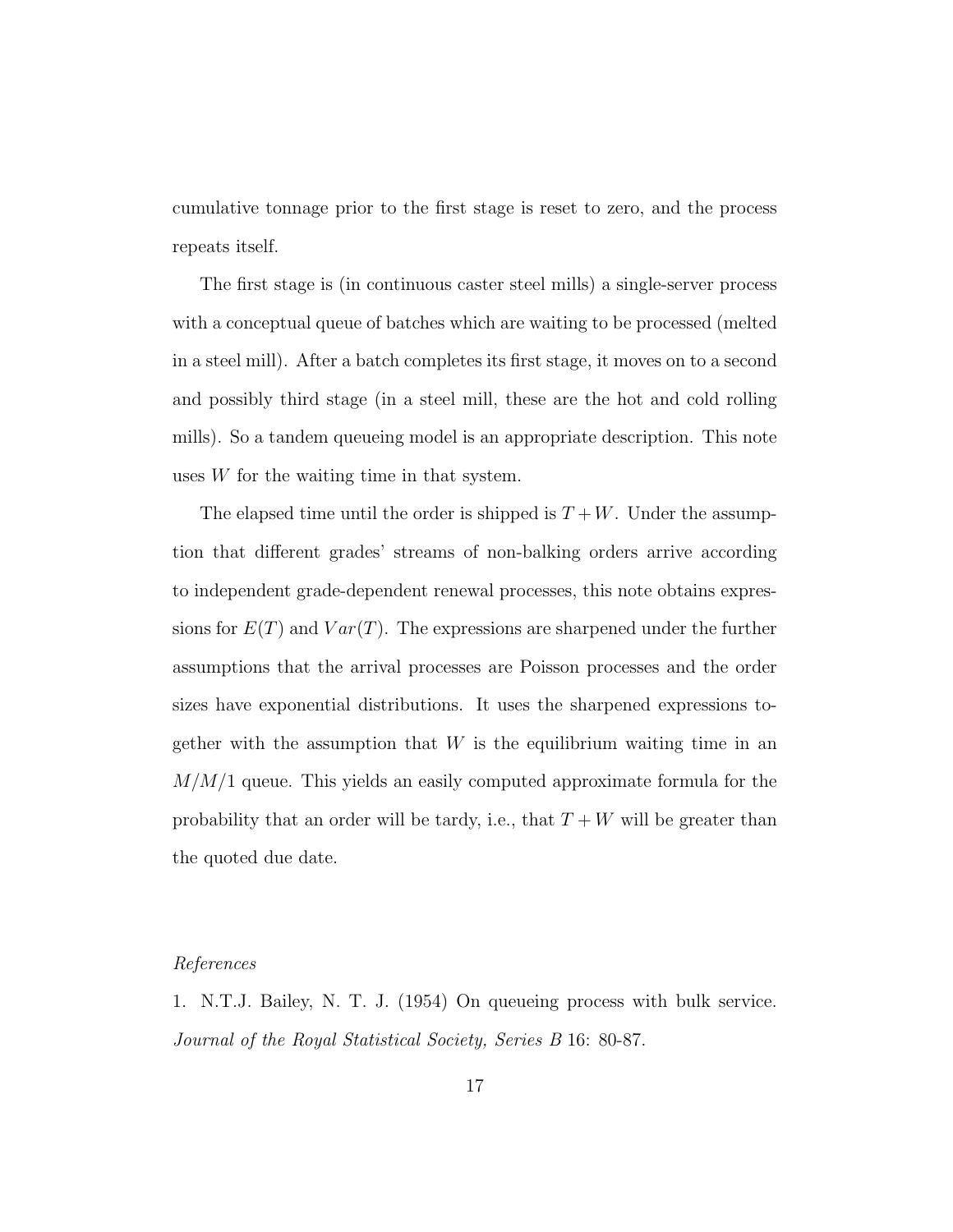cumulative tonnage prior to the first stage is reset to zero, and the process repeats itself.

The first stage is (in continuous caster steel mills) a single-server process with a conceptual queue of batches which are waiting to be processed (melted in a steel mill). After a batch completes its first stage, it moves on to a second and possibly third stage (in a steel mill, these are the hot and cold rolling mills). So a tandem queueing model is an appropriate description. This note uses $W$ for the waiting time in that system.

The elapsed time until the order is shipped is $T + W$. Under the assumption that different grades' streams of non-balking orders arrive according to independent grade-dependent renewal processes, this note obtains expressions for $E(T)$ and $Var(T)$. The expressions are sharpened under the further assumptions that the arrival processes are Poisson processes and the order sizes have exponential distributions. It uses the sharpened expressions together with the assumption that $W$ is the equilibrium waiting time in an $M/M/1$ queue. This yields an easily computed approximate formula for the probability that an order will be tardy, i.e., that $T + W$ will be greater than the quoted due date.

*References*

1. N.T.J. Bailey, N. T. J. (1954) On queueing process with bulk service. *Journal of the Royal Statistical Society, Series B* 16: 80-87.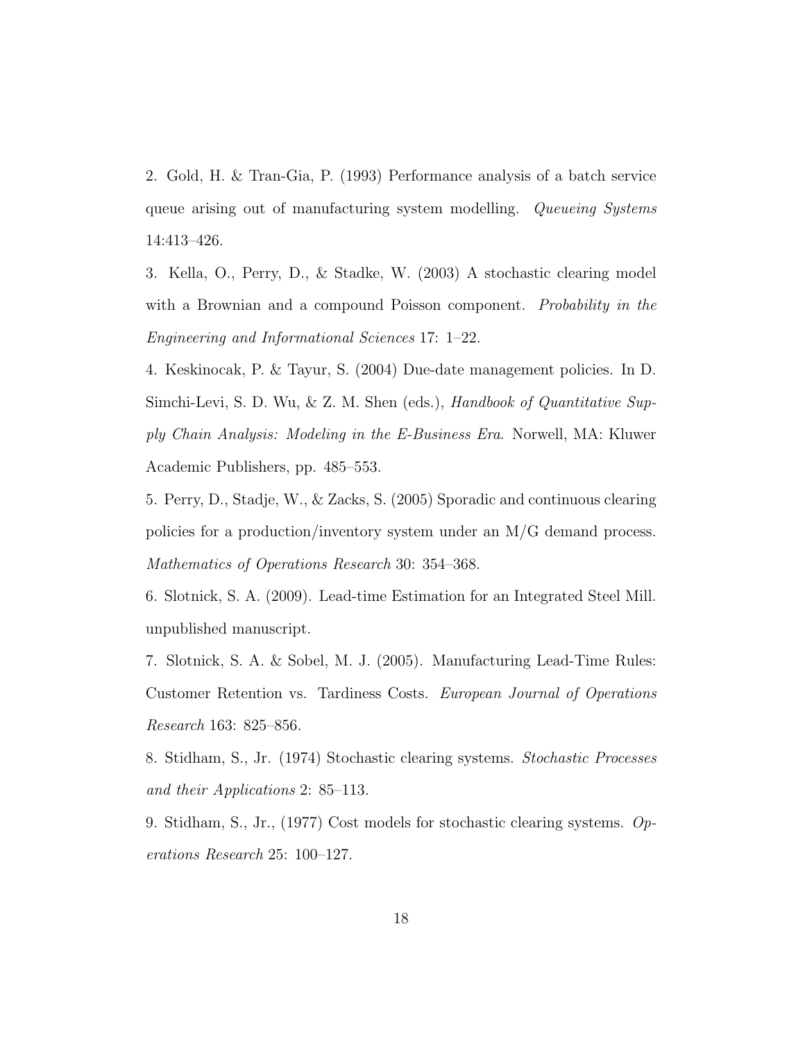2. Gold, H. & Tran-Gia, P. (1993) Performance analysis of a batch service queue arising out of manufacturing system modelling. *Queueing Systems* 14:413–426.

3. Kella, O., Perry, D., & Stadke, W. (2003) A stochastic clearing model with a Brownian and a compound Poisson component. *Probability in the Engineering and Informational Sciences* 17: 1–22.

4. Keskinocak, P. & Tayur, S. (2004) Due-date management policies. In D. Simchi-Levi, S. D. Wu, & Z. M. Shen (eds.), *Handbook of Quantitative Supply Chain Analysis: Modeling in the E-Business Era*. Norwell, MA: Kluwer Academic Publishers, pp. 485–553.

5. Perry, D., Stadje, W., & Zacks, S. (2005) Sporadic and continuous clearing policies for a production/inventory system under an M/G demand process. *Mathematics of Operations Research* 30: 354–368.

6. Slotnick, S. A. (2009). Lead-time Estimation for an Integrated Steel Mill. unpublished manuscript.

7. Slotnick, S. A. & Sobel, M. J. (2005). Manufacturing Lead-Time Rules: Customer Retention vs. Tardiness Costs. *European Journal of Operations Research* 163: 825–856.

8. Stidham, S., Jr. (1974) Stochastic clearing systems. *Stochastic Processes and their Applications* 2: 85–113.

9. Stidham, S., Jr., (1977) Cost models for stochastic clearing systems. *Operations Research* 25: 100–127.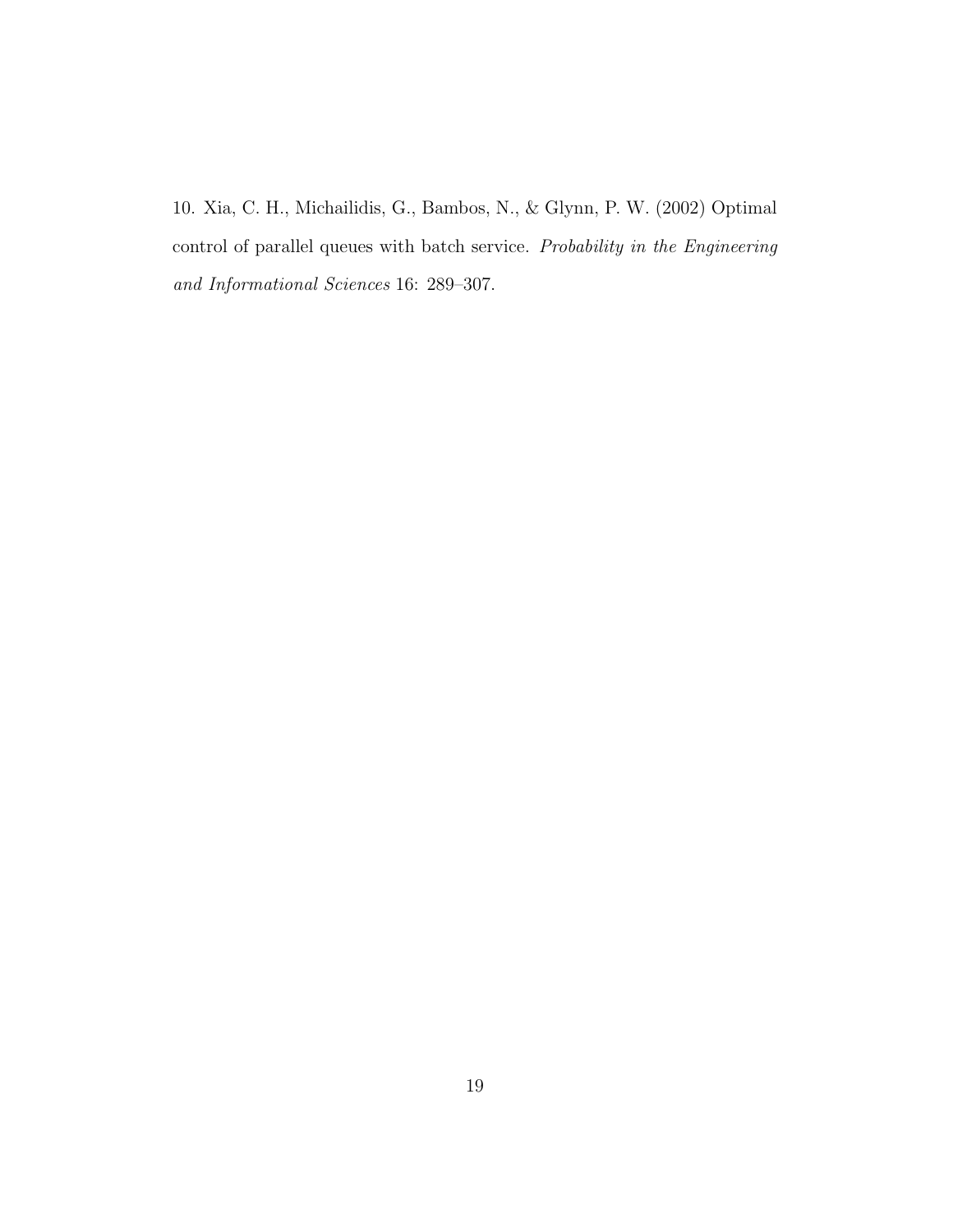10. Xia, C. H., Michailidis, G., Bambos, N., & Glynn, P. W. (2002) Optimal control of parallel queues with batch service. *Probability in the Engineering and Informational Sciences* 16: 289–307.